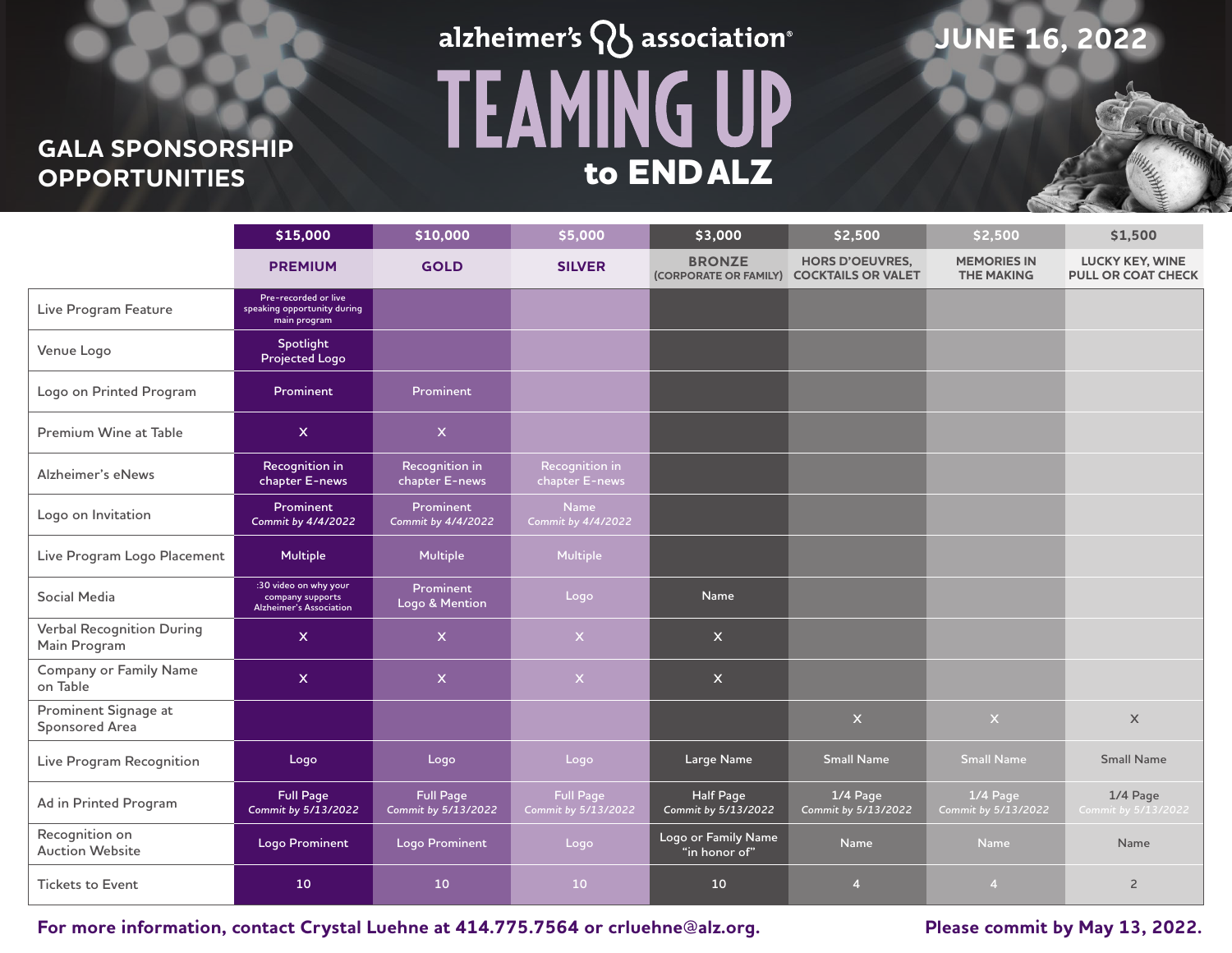# alzheimer's association

# TEAMING UP to END ALZ

## JUNE 16, 2022

## GALA SPONSORSHIP OPPORTUNITIES

| | $15,000 PREMIUM | $10,000 GOLD | $5,000 SILVER | $3,000 BRONZE (CORPORATE OR FAMILY) | $2,500 HORS D'OEUVRES, COCKTAILS OR VALET | $2,500 MEMORIES IN THE MAKING | $1,500 LUCKY KEY, WINE PULL OR COAT CHECK |
|---|---|---|---|---|---|---|---|
| Live Program Feature | Pre-recorded or live speaking opportunity during main program | | | | | | |
| Venue Logo | Spotlight Projected Logo | | | | | | |
| Logo on Printed Program | Prominent | Prominent | | | | | |
| Premium Wine at Table | X | X | | | | | |
| Alzheimer's eNews | Recognition in chapter E-news | Recognition in chapter E-news | Recognition in chapter E-news | | | | |
| Logo on Invitation | Prominent *Commit by 4/4/2022* | Prominent *Commit by 4/4/2022* | Name *Commit by 4/4/2022* | | | | |
| Live Program Logo Placement | Multiple | Multiple | Multiple | | | | |
| Social Media | :30 video on why your company supports Alzheimer's Association | Prominent Logo & Mention | Logo | Name | | | |
| Verbal Recognition During Main Program | X | X | X | X | | | |
| Company or Family Name on Table | X | X | X | X | | | |
| Prominent Signage at Sponsored Area | | | | | X | X | X |
| Live Program Recognition | Logo | Logo | Logo | Large Name | Small Name | Small Name | Small Name |
| Ad in Printed Program | Full Page *Commit by 5/13/2022* | Full Page *Commit by 5/13/2022* | Full Page *Commit by 5/13/2022* | Half Page *Commit by 5/13/2022* | 1/4 Page *Commit by 5/13/2022* | 1/4 Page *Commit by 5/13/2022* | 1/4 Page *Commit by 5/13/2022* |
| Recognition on Auction Website | Logo Prominent | Logo Prominent | Logo | Logo or Family Name "in honor of" | Name | Name | Name |
| Tickets to Event | 10 | 10 | 10 | 10 | 4 | 4 | 2 |

**For more information, contact Crystal Luehne at 414.775.7564 or crluehne@alz.org.**

**Please commit by May 13, 2022.**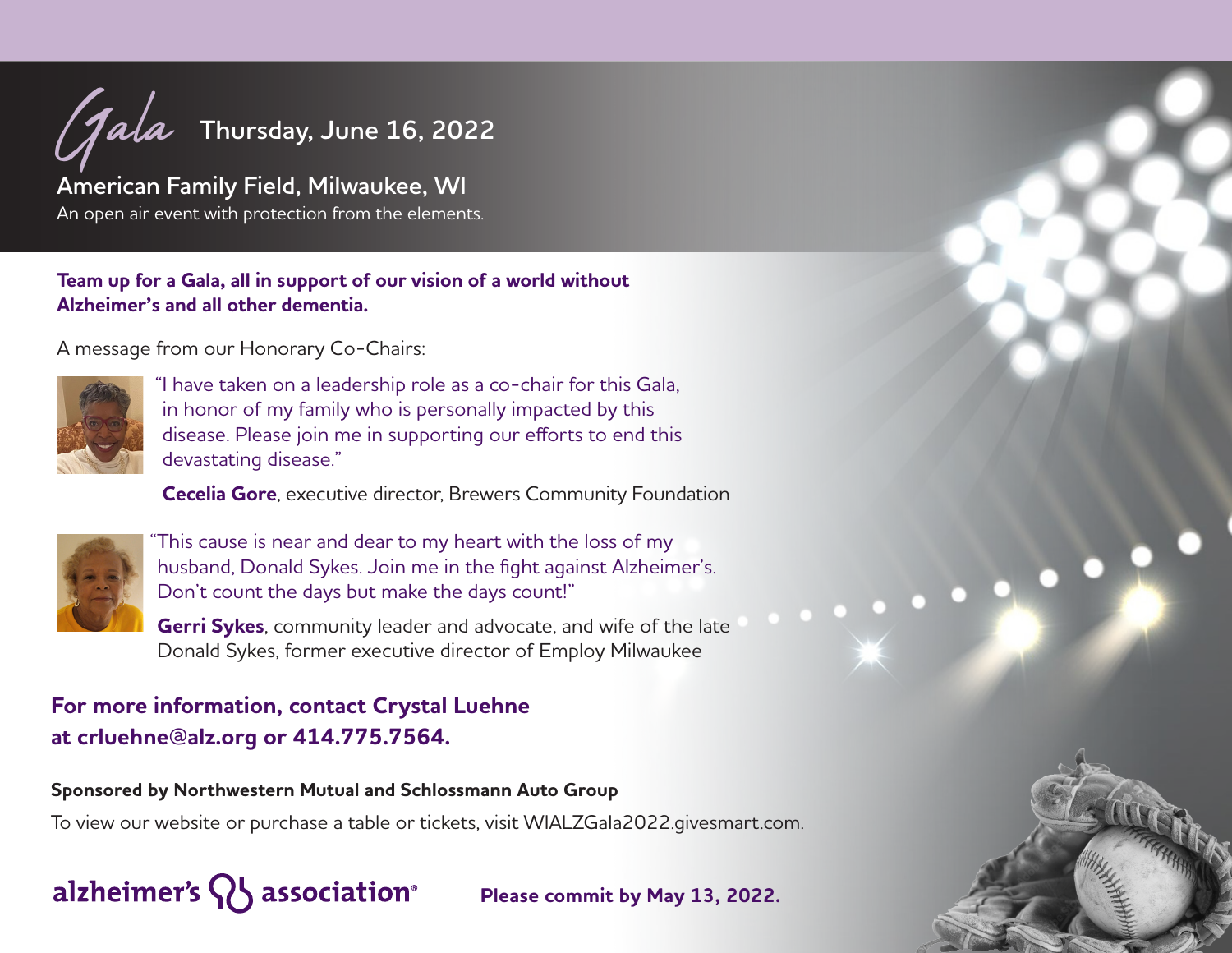# *Gala* Thursday, June 16, 2022

## American Family Field, Milwaukee, WI

An open air event with protection from the elements.

**Team up for a Gala, all in support of our vision of a world without Alzheimer's and all other dementia.**

A message from our Honorary Co-Chairs:

"I have taken on a leadership role as a co-chair for this Gala, in honor of my family who is personally impacted by this disease. Please join me in supporting our efforts to end this devastating disease."

**Cecelia Gore**, executive director, Brewers Community Foundation

"This cause is near and dear to my heart with the loss of my husband, Donald Sykes. Join me in the fight against Alzheimer's. Don't count the days but make the days count!"

**Gerri Sykes**, community leader and advocate, and wife of the late Donald Sykes, former executive director of Employ Milwaukee

**For more information, contact Crystal Luehne at crluehne@alz.org or 414.775.7564.**

**Sponsored by Northwestern Mutual and Schlossmann Auto Group**

To view our website or purchase a table or tickets, visit WIALZGala2022.givesmart.com.

alzheimer's association®

**Please commit by May 13, 2022.**